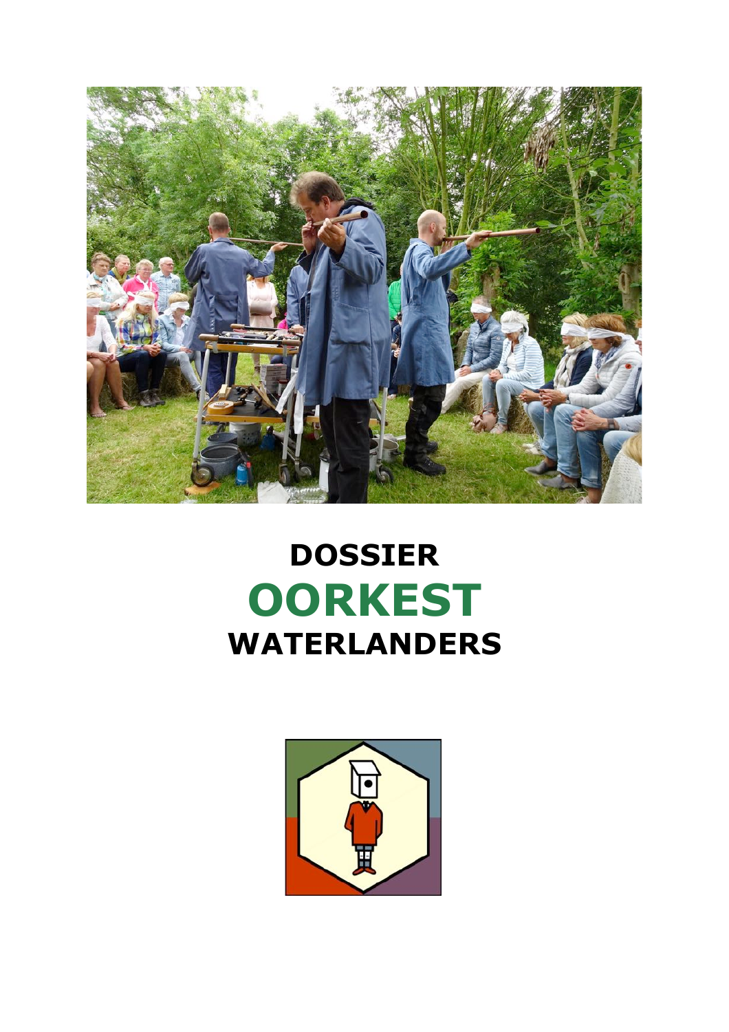# DOSSIER
# OORKEST
# WATERLANDERS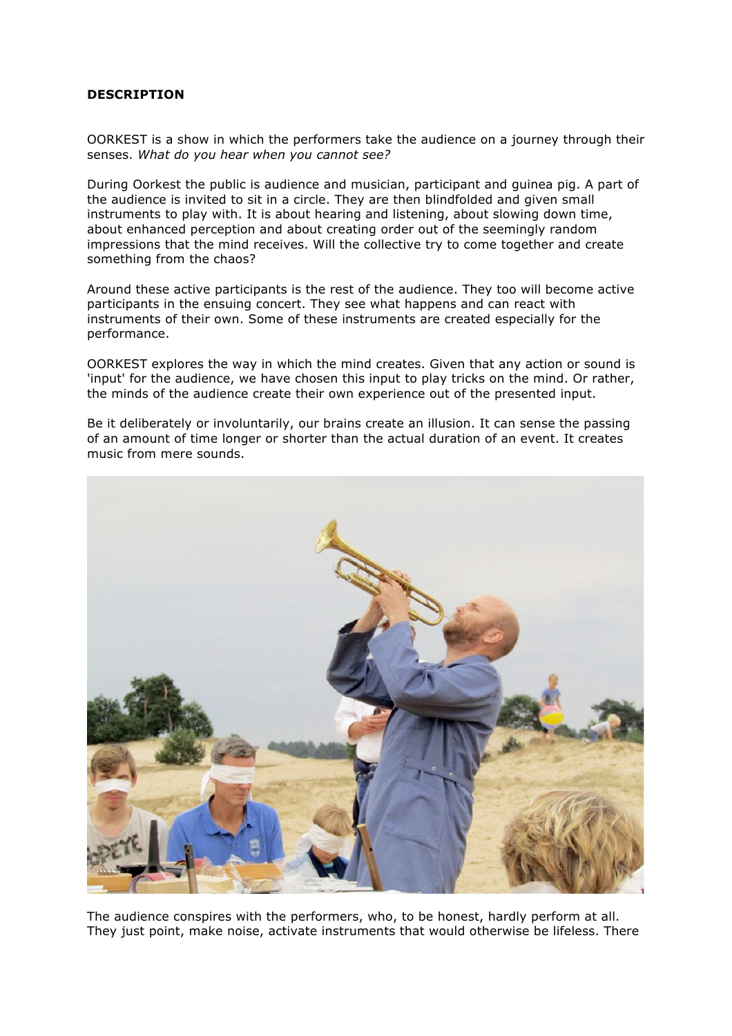**DESCRIPTION**

OORKEST is a show in which the performers take the audience on a journey through their senses. *What do you hear when you cannot see?*

During Oorkest the public is audience and musician, participant and guinea pig. A part of the audience is invited to sit in a circle. They are then blindfolded and given small instruments to play with. It is about hearing and listening, about slowing down time, about enhanced perception and about creating order out of the seemingly random impressions that the mind receives. Will the collective try to come together and create something from the chaos?

Around these active participants is the rest of the audience. They too will become active participants in the ensuing concert. They see what happens and can react with instruments of their own. Some of these instruments are created especially for the performance.

OORKEST explores the way in which the mind creates. Given that any action or sound is 'input' for the audience, we have chosen this input to play tricks on the mind. Or rather, the minds of the audience create their own experience out of the presented input.

Be it deliberately or involuntarily, our brains create an illusion. It can sense the passing of an amount of time longer or shorter than the actual duration of an event. It creates music from mere sounds.

The audience conspires with the performers, who, to be honest, hardly perform at all. They just point, make noise, activate instruments that would otherwise be lifeless. There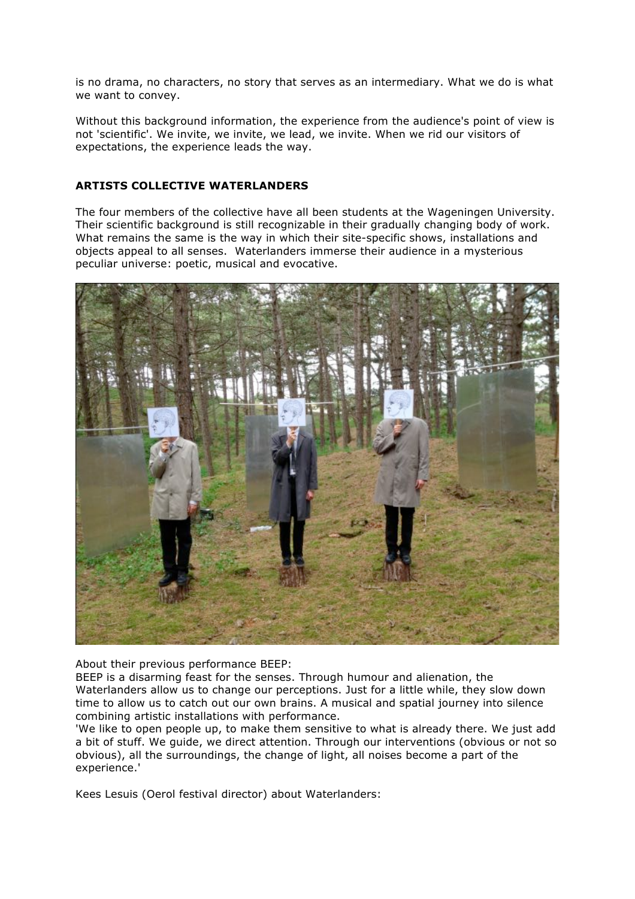is no drama, no characters, no story that serves as an intermediary. What we do is what we want to convey.

Without this background information, the experience from the audience's point of view is not 'scientific'. We invite, we invite, we lead, we invite. When we rid our visitors of expectations, the experience leads the way.

**ARTISTS COLLECTIVE WATERLANDERS**

The four members of the collective have all been students at the Wageningen University. Their scientific background is still recognizable in their gradually changing body of work. What remains the same is the way in which their site-specific shows, installations and objects appeal to all senses. Waterlanders immerse their audience in a mysterious peculiar universe: poetic, musical and evocative.

About their previous performance BEEP:
BEEP is a disarming feast for the senses. Through humour and alienation, the Waterlanders allow us to change our perceptions. Just for a little while, they slow down time to allow us to catch out our own brains. A musical and spatial journey into silence combining artistic installations with performance.
'We like to open people up, to make them sensitive to what is already there. We just add a bit of stuff. We guide, we direct attention. Through our interventions (obvious or not so obvious), all the surroundings, the change of light, all noises become a part of the experience.'

Kees Lesuis (Oerol festival director) about Waterlanders: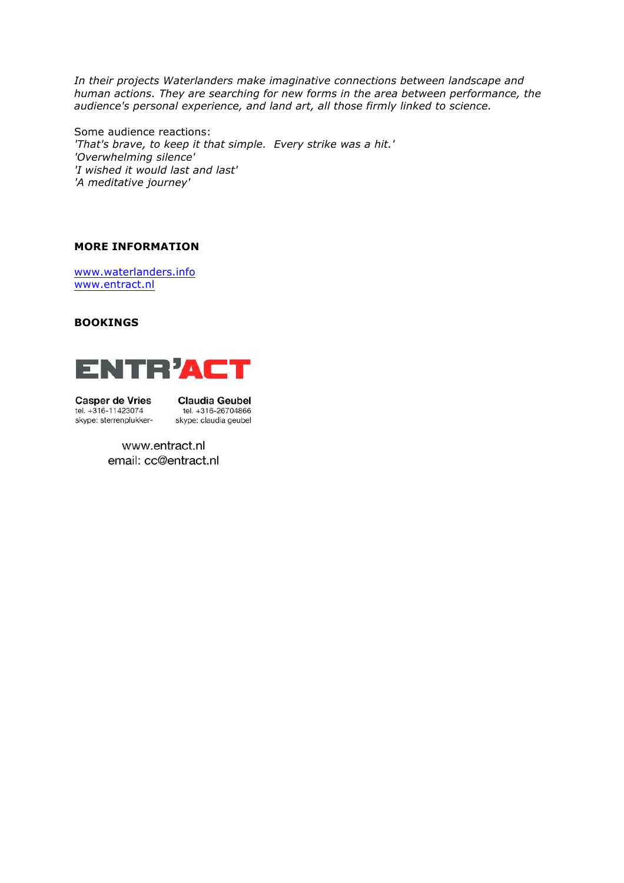*In their projects Waterlanders make imaginative connections between landscape and human actions. They are searching for new forms in the area between performance, the audience's personal experience, and land art, all those firmly linked to science.*

Some audience reactions:
*'That's brave, to keep it that simple.  Every strike was a hit.'*
*'Overwhelming silence'*
*'I wished it would last and last'*
*'A meditative journey'*

**MORE INFORMATION**

www.waterlanders.info
www.entract.nl

**BOOKINGS**

ENTR'ACT

**Casper de Vries**
tel. +316-11423074
skype: sterrenplukker-

**Claudia Geubel**
tel. +316-26704866
skype: claudia geubel

www.entract.nl
email: cc@entract.nl